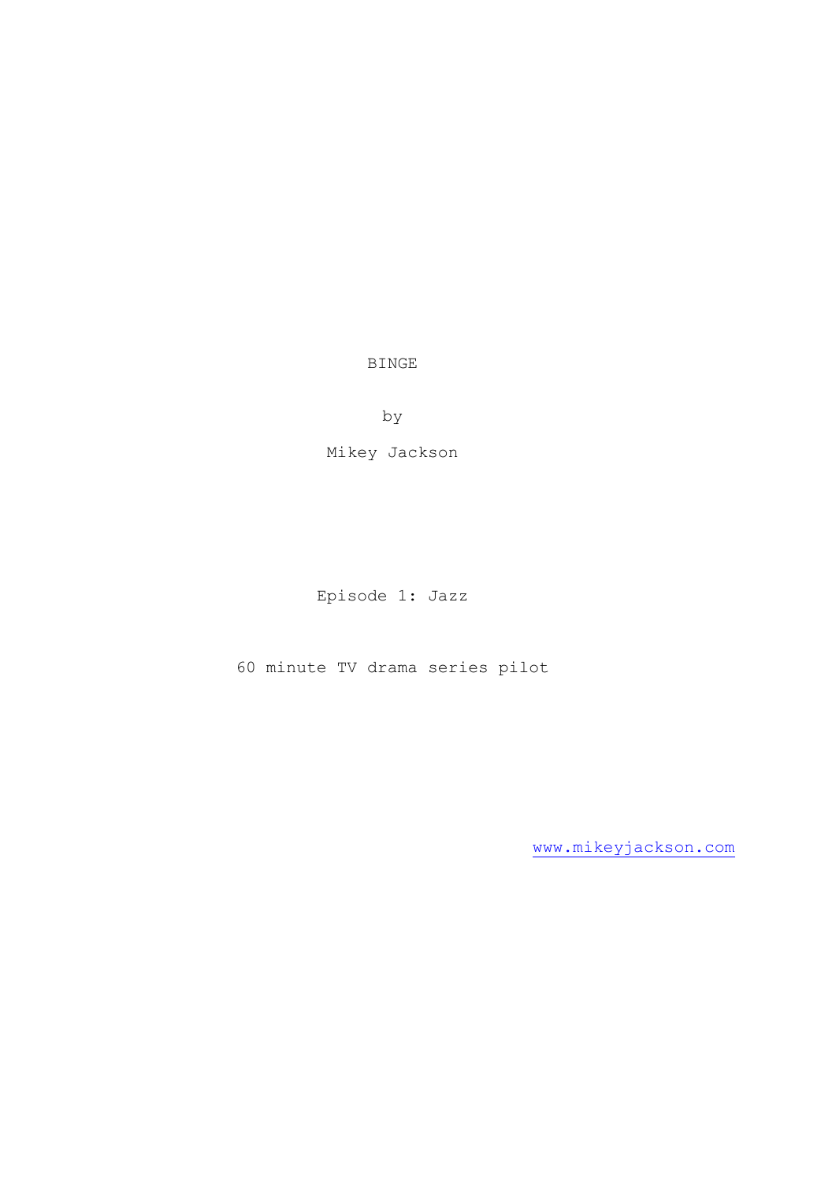# BINGE

by

Mikey Jackson

Episode 1: Jazz

60 minute TV drama series pilot

www.mikeyjackson.com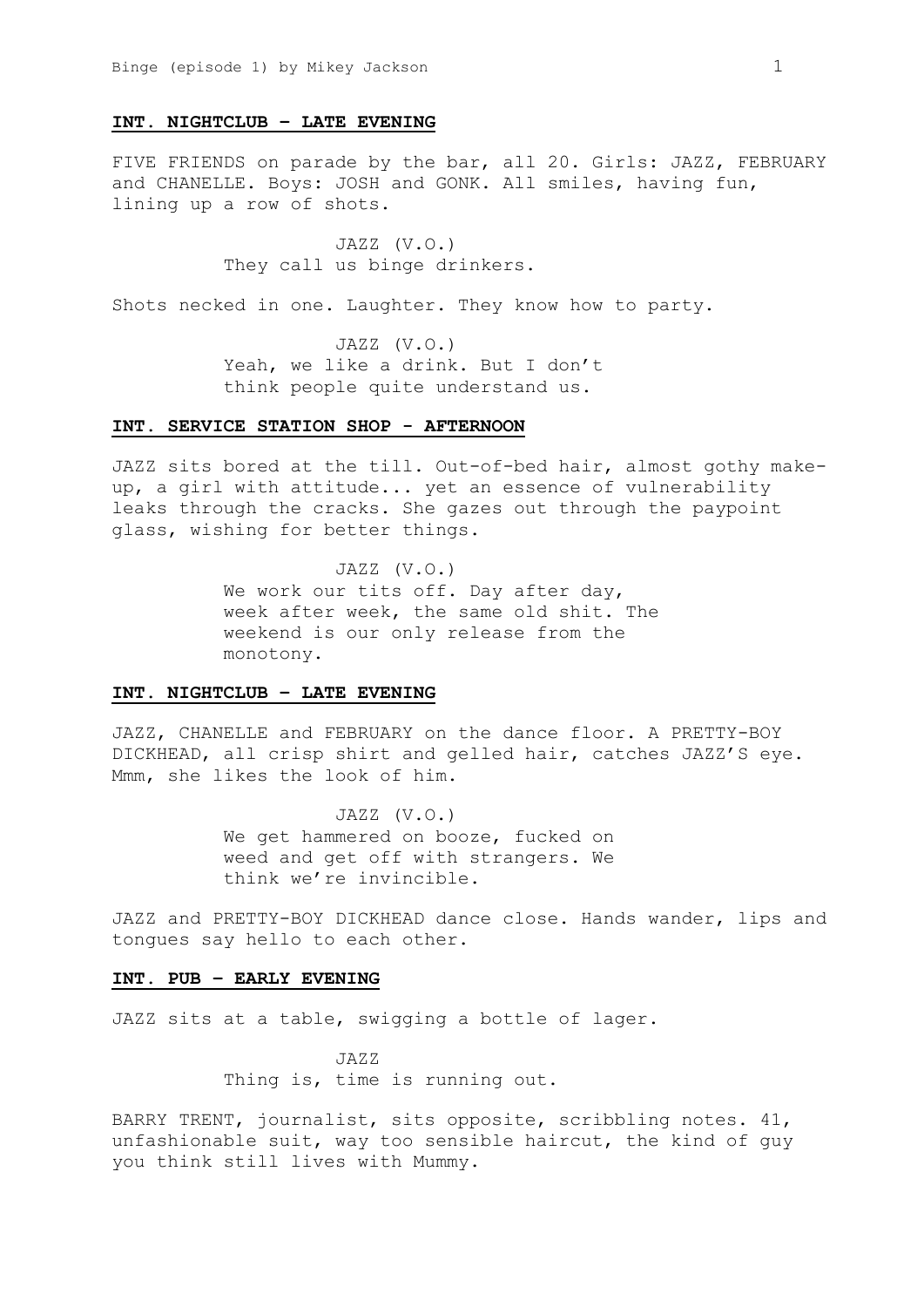**INT. NIGHTCLUB – LATE EVENING**

FIVE FRIENDS on parade by the bar, all 20. Girls: JAZZ, FEBRUARY and CHANELLE. Boys: JOSH and GONK. All smiles, having fun, lining up a row of shots.

JAZZ (V.O.)
They call us binge drinkers.

Shots necked in one. Laughter. They know how to party.

JAZZ (V.O.)
Yeah, we like a drink. But I don't think people quite understand us.

**INT. SERVICE STATION SHOP - AFTERNOON**

JAZZ sits bored at the till. Out-of-bed hair, almost gothy make-up, a girl with attitude... yet an essence of vulnerability leaks through the cracks. She gazes out through the paypoint glass, wishing for better things.

JAZZ (V.O.)
We work our tits off. Day after day, week after week, the same old shit. The weekend is our only release from the monotony.

**INT. NIGHTCLUB – LATE EVENING**

JAZZ, CHANELLE and FEBRUARY on the dance floor. A PRETTY-BOY DICKHEAD, all crisp shirt and gelled hair, catches JAZZ'S eye. Mmm, she likes the look of him.

JAZZ (V.O.)
We get hammered on booze, fucked on weed and get off with strangers. We think we're invincible.

JAZZ and PRETTY-BOY DICKHEAD dance close. Hands wander, lips and tongues say hello to each other.

**INT. PUB – EARLY EVENING**

JAZZ sits at a table, swigging a bottle of lager.

JAZZ
Thing is, time is running out.

BARRY TRENT, journalist, sits opposite, scribbling notes. 41, unfashionable suit, way too sensible haircut, the kind of guy you think still lives with Mummy.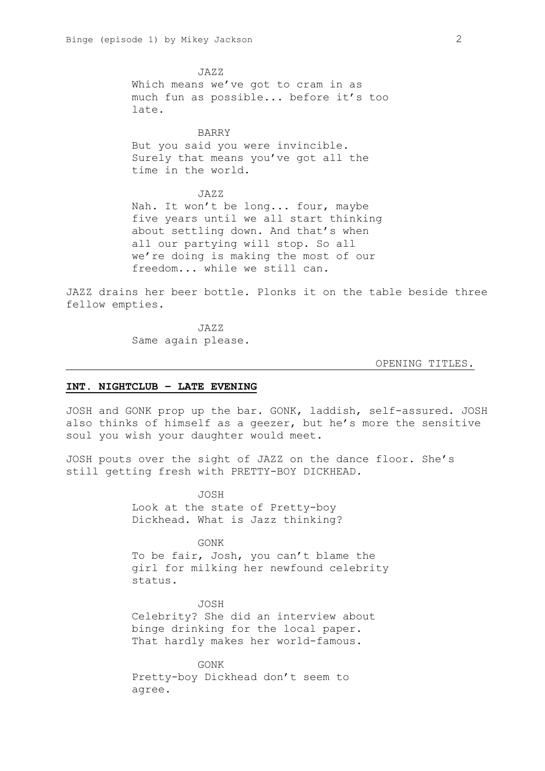JAZZ
Which means we've got to cram in as much fun as possible... before it's too late.

BARRY
But you said you were invincible. Surely that means you've got all the time in the world.

JAZZ
Nah. It won't be long... four, maybe five years until we all start thinking about settling down. And that's when all our partying will stop. So all we're doing is making the most of our freedom... while we still can.

JAZZ drains her beer bottle. Plonks it on the table beside three fellow empties.

JAZZ
Same again please.

OPENING TITLES.

---

**INT. NIGHTCLUB – LATE EVENING**

JOSH and GONK prop up the bar. GONK, laddish, self-assured. JOSH also thinks of himself as a geezer, but he's more the sensitive soul you wish your daughter would meet.

JOSH pouts over the sight of JAZZ on the dance floor. She's still getting fresh with PRETTY-BOY DICKHEAD.

JOSH
Look at the state of Pretty-boy Dickhead. What is Jazz thinking?

GONK
To be fair, Josh, you can't blame the girl for milking her newfound celebrity status.

JOSH
Celebrity? She did an interview about binge drinking for the local paper. That hardly makes her world-famous.

GONK
Pretty-boy Dickhead don't seem to agree.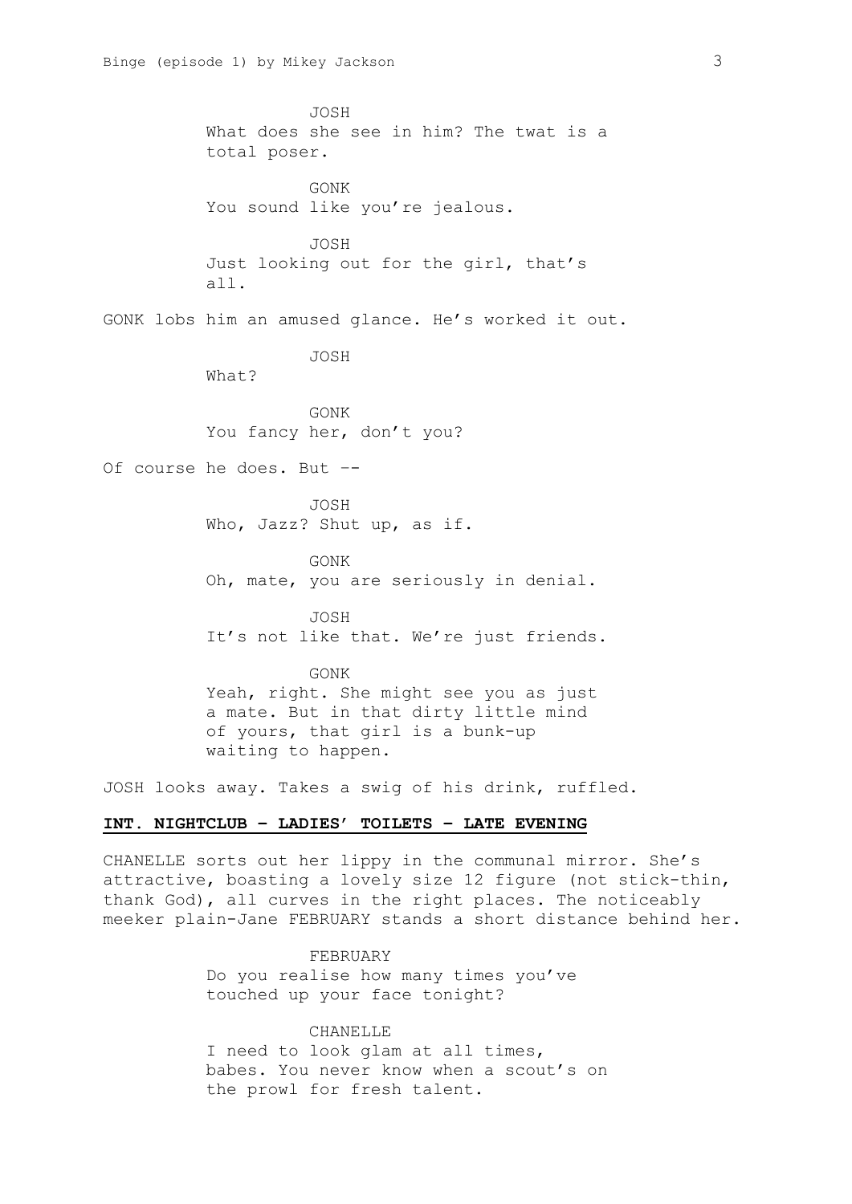JOSH
What does she see in him? The twat is a total poser.

GONK
You sound like you're jealous.

JOSH
Just looking out for the girl, that's all.

GONK lobs him an amused glance. He's worked it out.

JOSH
What?

GONK
You fancy her, don't you?

Of course he does. But --

JOSH
Who, Jazz? Shut up, as if.

GONK
Oh, mate, you are seriously in denial.

JOSH
It's not like that. We're just friends.

GONK
Yeah, right. She might see you as just a mate. But in that dirty little mind of yours, that girl is a bunk-up waiting to happen.

JOSH looks away. Takes a swig of his drink, ruffled.

**INT. NIGHTCLUB - LADIES' TOILETS - LATE EVENING**

CHANELLE sorts out her lippy in the communal mirror. She's attractive, boasting a lovely size 12 figure (not stick-thin, thank God), all curves in the right places. The noticeably meeker plain-Jane FEBRUARY stands a short distance behind her.

FEBRUARY
Do you realise how many times you've touched up your face tonight?

CHANELLE
I need to look glam at all times, babes. You never know when a scout's on the prowl for fresh talent.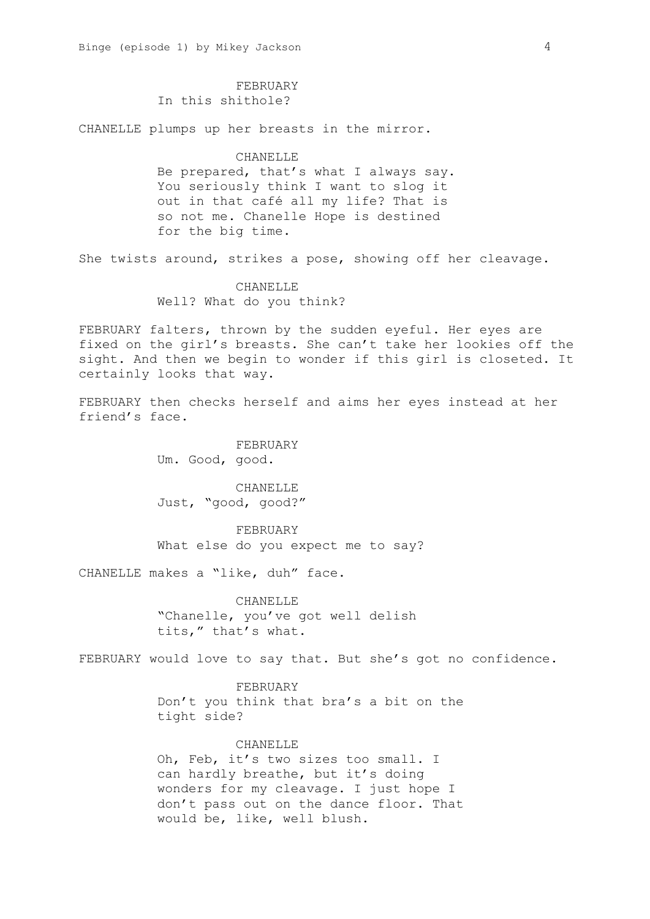FEBRUARY
In this shithole?

CHANELLE plumps up her breasts in the mirror.

CHANELLE
Be prepared, that's what I always say. You seriously think I want to slog it out in that café all my life? That is so not me. Chanelle Hope is destined for the big time.

She twists around, strikes a pose, showing off her cleavage.

CHANELLE
Well? What do you think?

FEBRUARY falters, thrown by the sudden eyeful. Her eyes are fixed on the girl's breasts. She can't take her lookies off the sight. And then we begin to wonder if this girl is closeted. It certainly looks that way.

FEBRUARY then checks herself and aims her eyes instead at her friend's face.

FEBRUARY
Um. Good, good.

CHANELLE
Just, "good, good?"

FEBRUARY
What else do you expect me to say?

CHANELLE makes a "like, duh" face.

CHANELLE
"Chanelle, you've got well delish tits," that's what.

FEBRUARY would love to say that. But she's got no confidence.

FEBRUARY
Don't you think that bra's a bit on the tight side?

CHANELLE
Oh, Feb, it's two sizes too small. I can hardly breathe, but it's doing wonders for my cleavage. I just hope I don't pass out on the dance floor. That would be, like, well blush.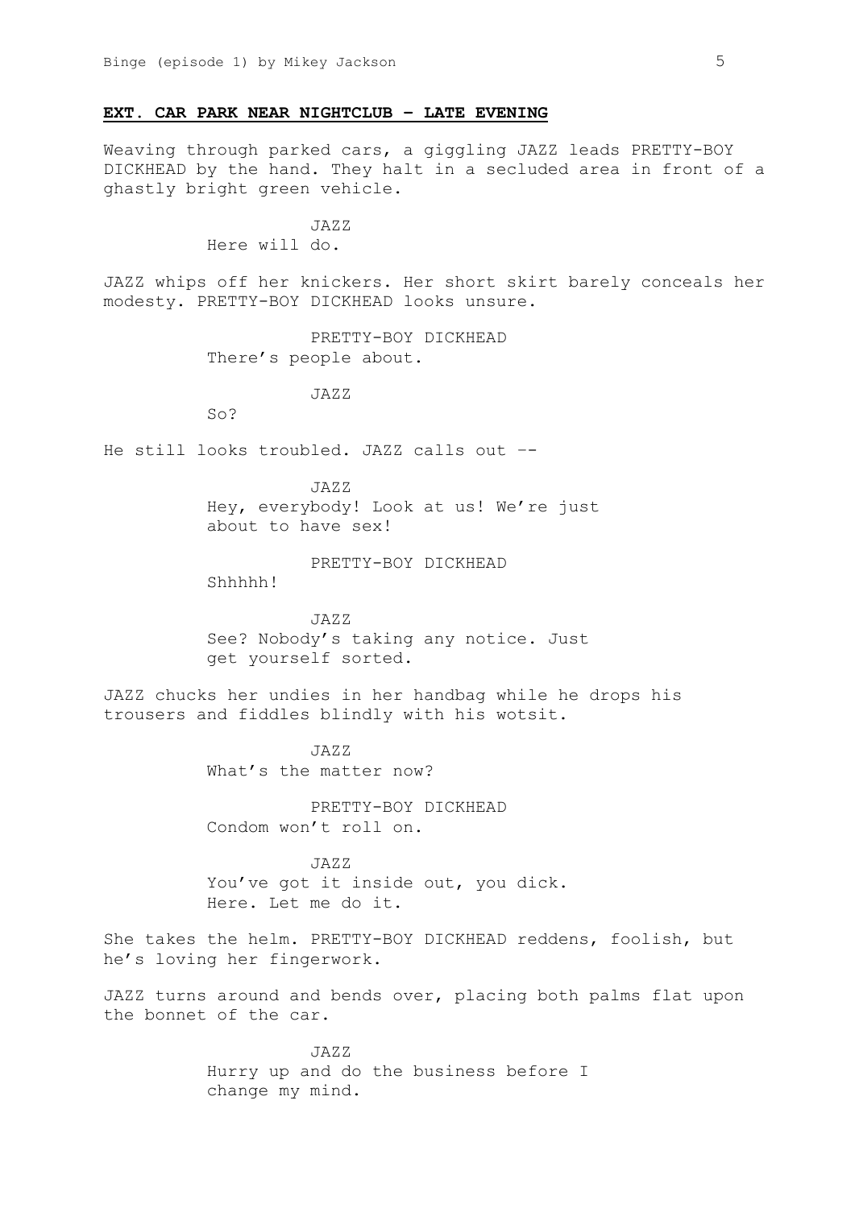**EXT. CAR PARK NEAR NIGHTCLUB – LATE EVENING**

Weaving through parked cars, a giggling JAZZ leads PRETTY-BOY DICKHEAD by the hand. They halt in a secluded area in front of a ghastly bright green vehicle.

JAZZ
Here will do.

JAZZ whips off her knickers. Her short skirt barely conceals her modesty. PRETTY-BOY DICKHEAD looks unsure.

PRETTY-BOY DICKHEAD
There's people about.

JAZZ
So?

He still looks troubled. JAZZ calls out --

JAZZ
Hey, everybody! Look at us! We're just about to have sex!

PRETTY-BOY DICKHEAD
Shhhhh!

JAZZ
See? Nobody's taking any notice. Just get yourself sorted.

JAZZ chucks her undies in her handbag while he drops his trousers and fiddles blindly with his wotsit.

JAZZ
What's the matter now?

PRETTY-BOY DICKHEAD
Condom won't roll on.

JAZZ
You've got it inside out, you dick. Here. Let me do it.

She takes the helm. PRETTY-BOY DICKHEAD reddens, foolish, but he's loving her fingerwork.

JAZZ turns around and bends over, placing both palms flat upon the bonnet of the car.

JAZZ
Hurry up and do the business before I change my mind.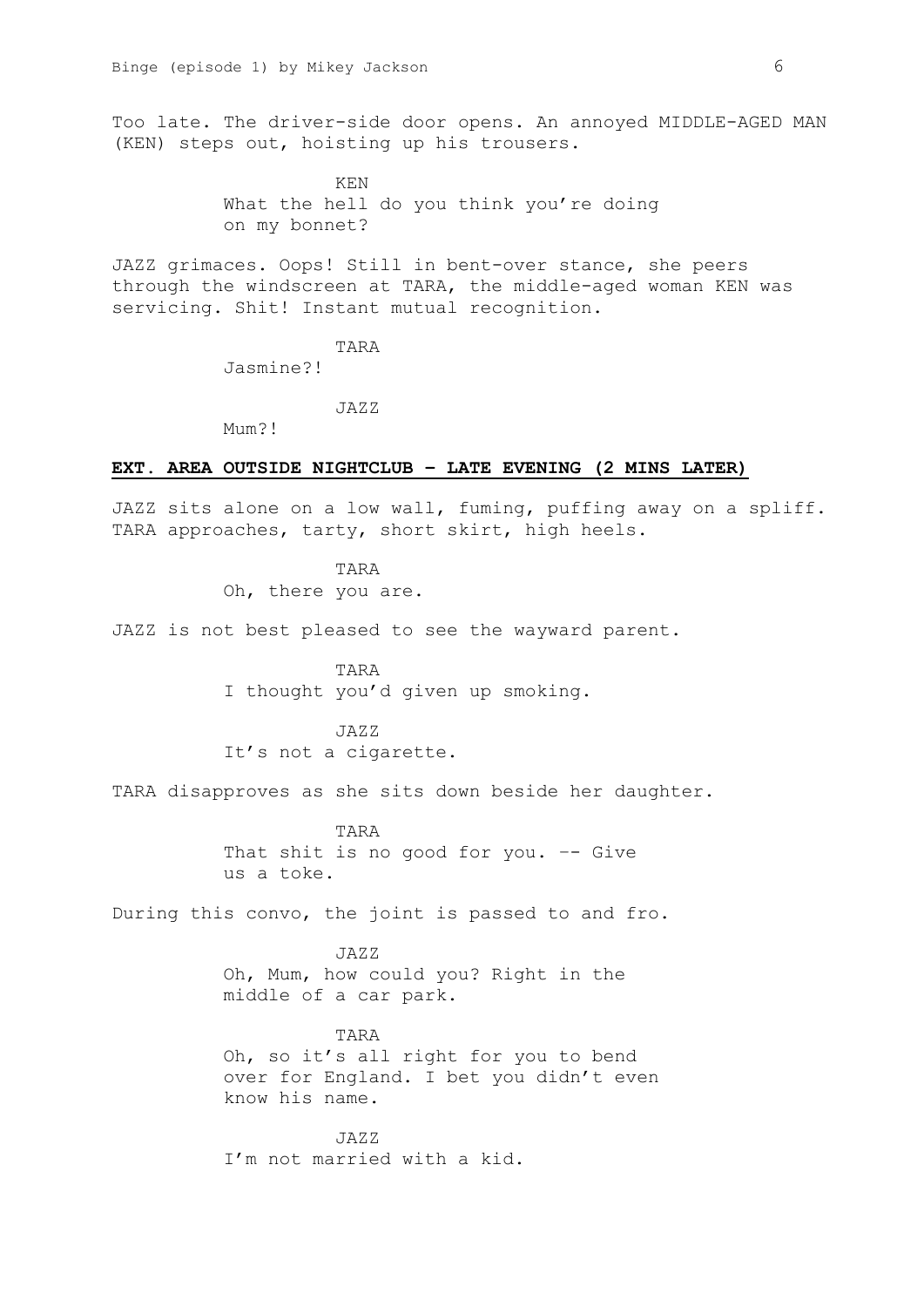Too late. The driver-side door opens. An annoyed MIDDLE-AGED MAN (KEN) steps out, hoisting up his trousers.

KEN
What the hell do you think you're doing on my bonnet?

JAZZ grimaces. Oops! Still in bent-over stance, she peers through the windscreen at TARA, the middle-aged woman KEN was servicing. Shit! Instant mutual recognition.

TARA
Jasmine?!

JAZZ
Mum?!

**EXT. AREA OUTSIDE NIGHTCLUB – LATE EVENING (2 MINS LATER)**

JAZZ sits alone on a low wall, fuming, puffing away on a spliff. TARA approaches, tarty, short skirt, high heels.

TARA
Oh, there you are.

JAZZ is not best pleased to see the wayward parent.

TARA
I thought you'd given up smoking.

JAZZ
It's not a cigarette.

TARA disapproves as she sits down beside her daughter.

TARA
That shit is no good for you. -- Give us a toke.

During this convo, the joint is passed to and fro.

JAZZ
Oh, Mum, how could you? Right in the middle of a car park.

TARA
Oh, so it's all right for you to bend over for England. I bet you didn't even know his name.

JAZZ
I'm not married with a kid.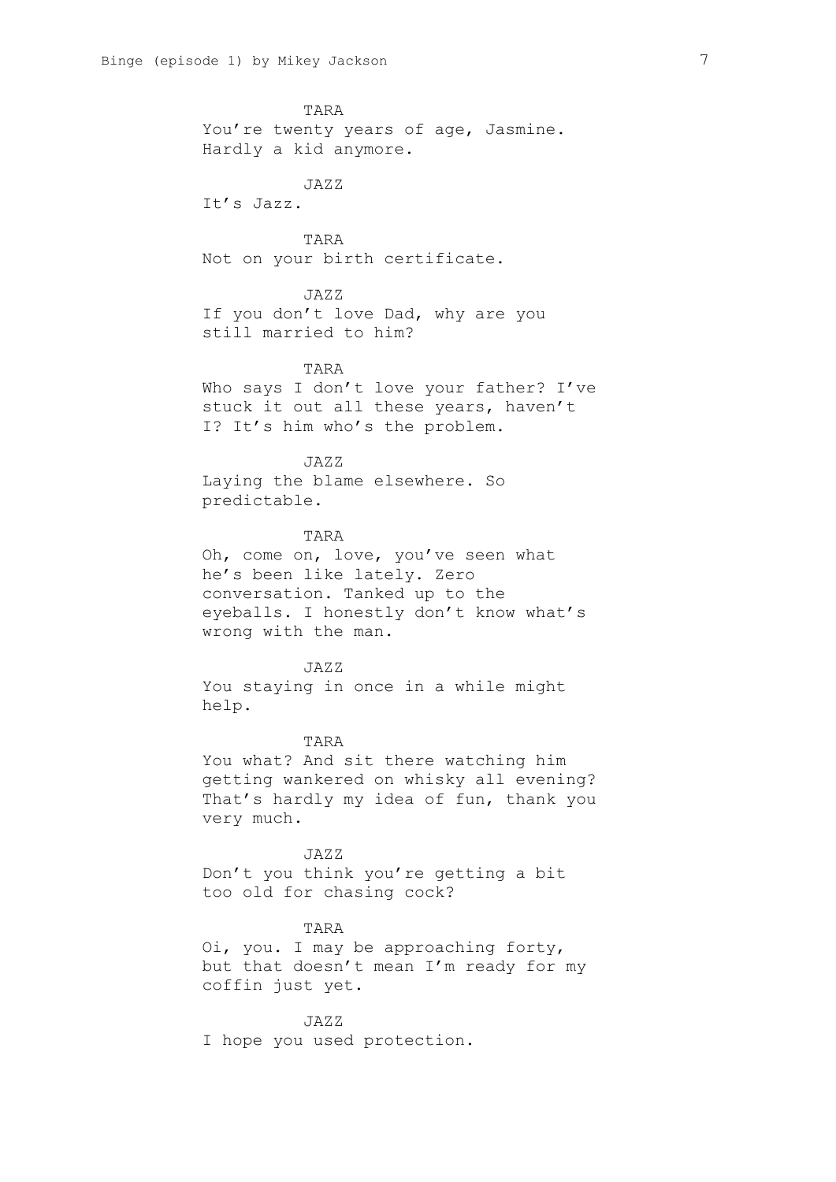TARA

You're twenty years of age, Jasmine. Hardly a kid anymore.

JAZZ

It's Jazz.

TARA

Not on your birth certificate.

JAZZ

If you don't love Dad, why are you still married to him?

TARA

Who says I don't love your father? I've stuck it out all these years, haven't I? It's him who's the problem.

JAZZ

Laying the blame elsewhere. So predictable.

TARA

Oh, come on, love, you've seen what he's been like lately. Zero conversation. Tanked up to the eyeballs. I honestly don't know what's wrong with the man.

JAZZ

You staying in once in a while might help.

TARA

You what? And sit there watching him getting wankered on whisky all evening? That's hardly my idea of fun, thank you very much.

JAZZ

Don't you think you're getting a bit too old for chasing cock?

TARA

Oi, you. I may be approaching forty, but that doesn't mean I'm ready for my coffin just yet.

JAZZ

I hope you used protection.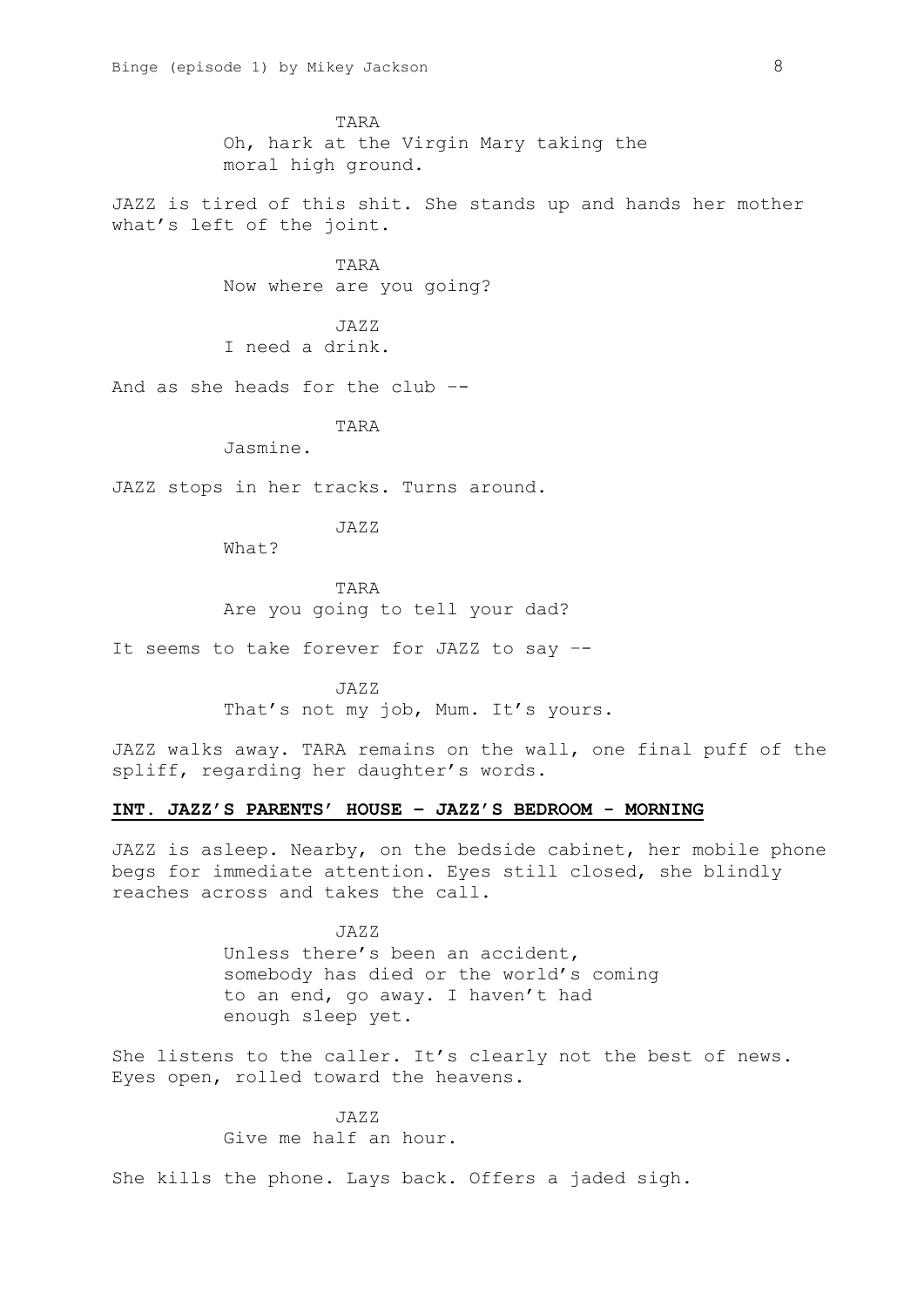TARA

Oh, hark at the Virgin Mary taking the moral high ground.

JAZZ is tired of this shit. She stands up and hands her mother what's left of the joint.

TARA

Now where are you going?

JAZZ

I need a drink.

And as she heads for the club --

TARA

Jasmine.

JAZZ stops in her tracks. Turns around.

JAZZ

What?

TARA

Are you going to tell your dad?

It seems to take forever for JAZZ to say --

JAZZ

That's not my job, Mum. It's yours.

JAZZ walks away. TARA remains on the wall, one final puff of the spliff, regarding her daughter's words.

**INT. JAZZ'S PARENTS' HOUSE – JAZZ'S BEDROOM - MORNING**

JAZZ is asleep. Nearby, on the bedside cabinet, her mobile phone begs for immediate attention. Eyes still closed, she blindly reaches across and takes the call.

JAZZ

Unless there's been an accident, somebody has died or the world's coming to an end, go away. I haven't had enough sleep yet.

She listens to the caller. It's clearly not the best of news. Eyes open, rolled toward the heavens.

JAZZ

Give me half an hour.

She kills the phone. Lays back. Offers a jaded sigh.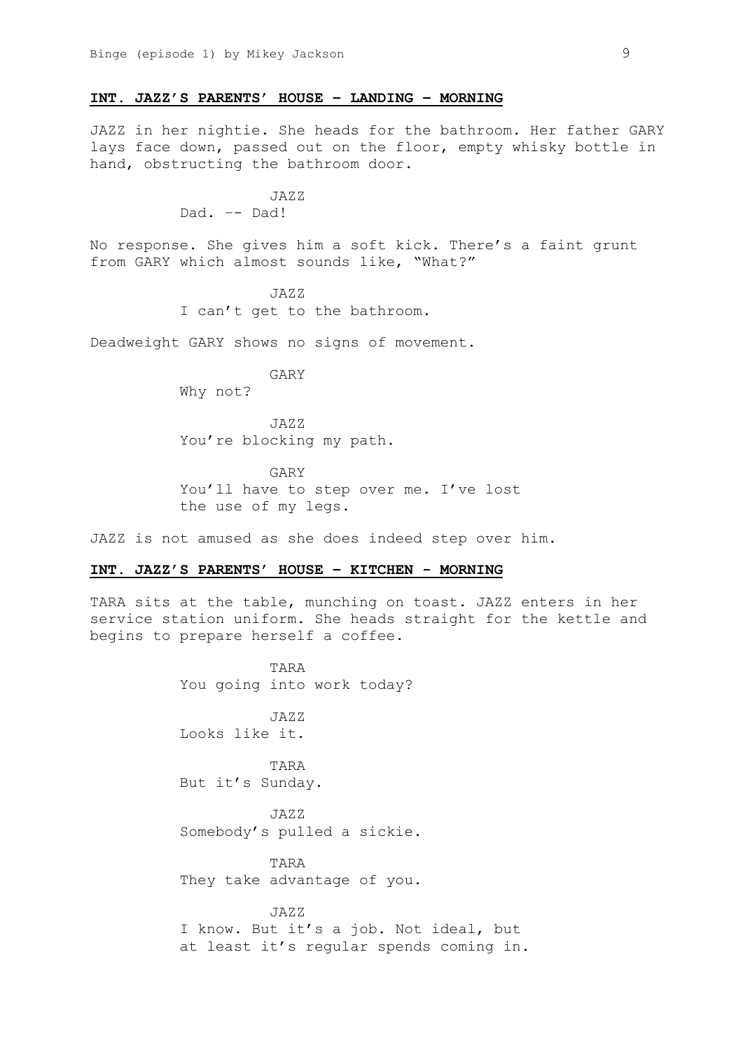**INT. JAZZ'S PARENTS' HOUSE – LANDING – MORNING**

JAZZ in her nightie. She heads for the bathroom. Her father GARY lays face down, passed out on the floor, empty whisky bottle in hand, obstructing the bathroom door.

JAZZ
Dad. –- Dad!

No response. She gives him a soft kick. There's a faint grunt from GARY which almost sounds like, "What?"

JAZZ
I can't get to the bathroom.

Deadweight GARY shows no signs of movement.

GARY
Why not?

JAZZ
You're blocking my path.

GARY
You'll have to step over me. I've lost the use of my legs.

JAZZ is not amused as she does indeed step over him.

**INT. JAZZ'S PARENTS' HOUSE – KITCHEN - MORNING**

TARA sits at the table, munching on toast. JAZZ enters in her service station uniform. She heads straight for the kettle and begins to prepare herself a coffee.

TARA
You going into work today?

JAZZ
Looks like it.

TARA
But it's Sunday.

JAZZ
Somebody's pulled a sickie.

TARA
They take advantage of you.

JAZZ
I know. But it's a job. Not ideal, but at least it's regular spends coming in.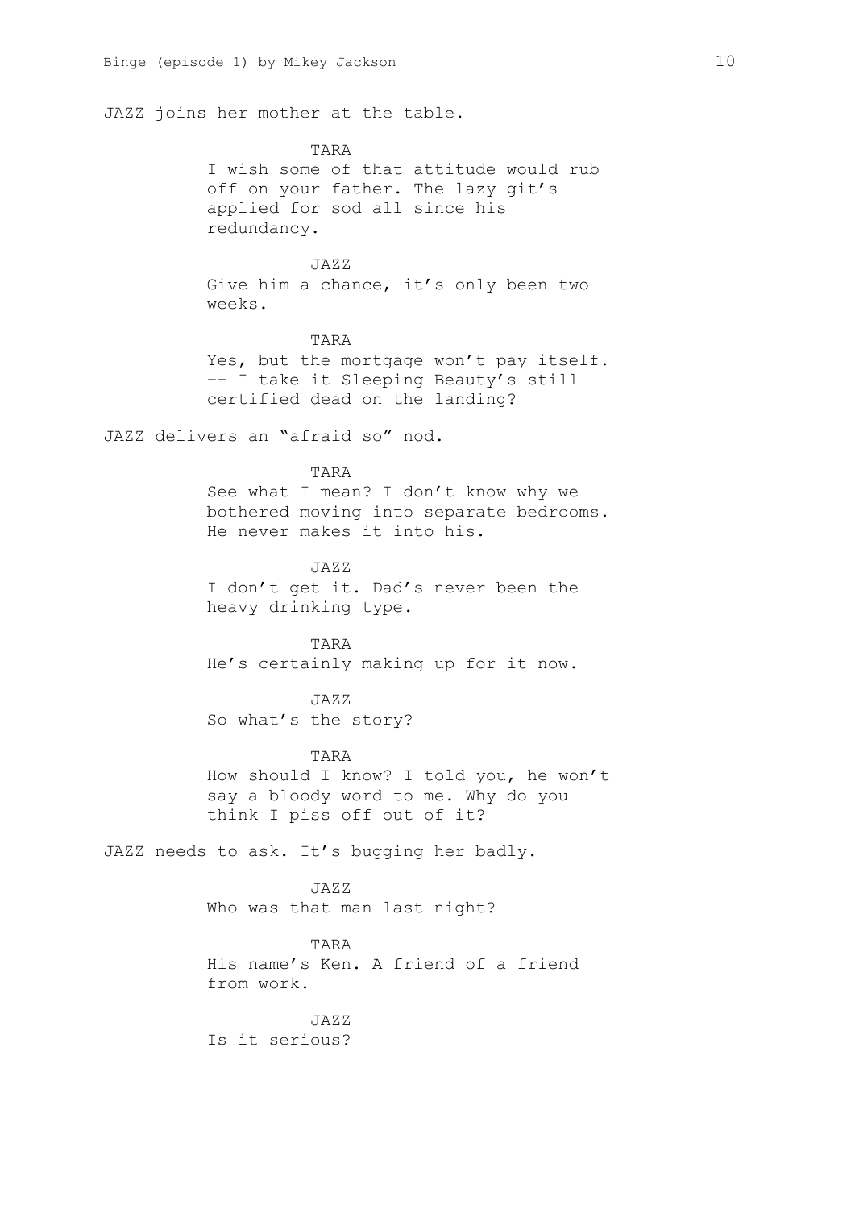JAZZ joins her mother at the table.

TARA

I wish some of that attitude would rub off on your father. The lazy git's applied for sod all since his redundancy.

JAZZ

Give him a chance, it's only been two weeks.

TARA

Yes, but the mortgage won't pay itself. -- I take it Sleeping Beauty's still certified dead on the landing?

JAZZ delivers an "afraid so" nod.

TARA

See what I mean? I don't know why we bothered moving into separate bedrooms. He never makes it into his.

JAZZ

I don't get it. Dad's never been the heavy drinking type.

TARA

He's certainly making up for it now.

JAZZ

So what's the story?

TARA

How should I know? I told you, he won't say a bloody word to me. Why do you think I piss off out of it?

JAZZ needs to ask. It's bugging her badly.

JAZZ

Who was that man last night?

TARA

His name's Ken. A friend of a friend from work.

JAZZ

Is it serious?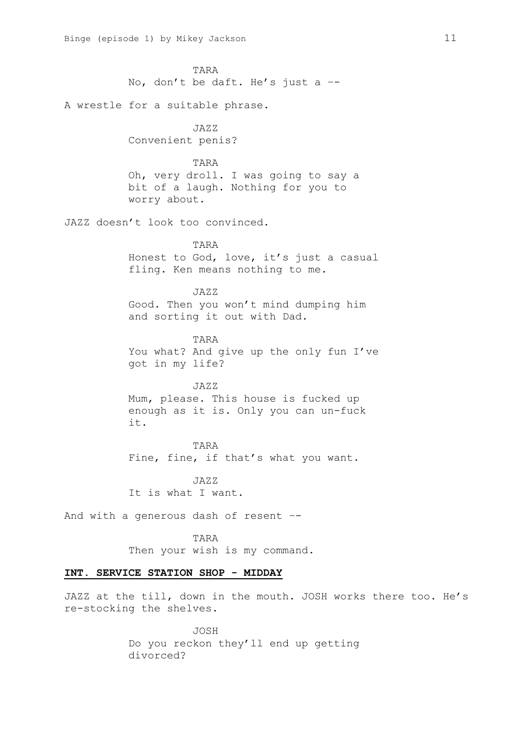TARA
No, don't be daft. He's just a --

A wrestle for a suitable phrase.

JAZZ
Convenient penis?

TARA
Oh, very droll. I was going to say a bit of a laugh. Nothing for you to worry about.

JAZZ doesn't look too convinced.

TARA
Honest to God, love, it's just a casual fling. Ken means nothing to me.

JAZZ
Good. Then you won't mind dumping him and sorting it out with Dad.

TARA
You what? And give up the only fun I've got in my life?

JAZZ
Mum, please. This house is fucked up enough as it is. Only you can un-fuck it.

TARA
Fine, fine, if that's what you want.

JAZZ
It is what I want.

And with a generous dash of resent --

TARA
Then your wish is my command.

**INT. SERVICE STATION SHOP - MIDDAY**

JAZZ at the till, down in the mouth. JOSH works there too. He's re-stocking the shelves.

JOSH
Do you reckon they'll end up getting divorced?